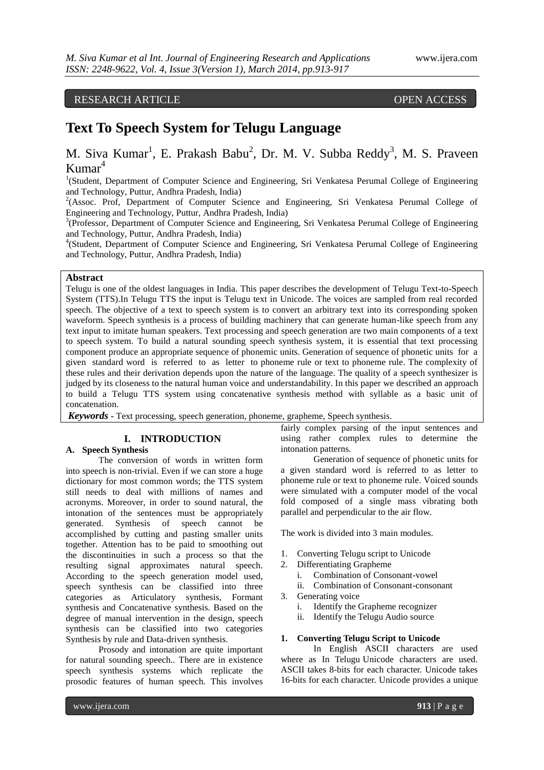RESEARCH ARTICLE OPEN ACCESS

# Text To Speech System for Telugu Language

M. Siva Kumar[1], E. Prakash Babu[2], Dr. M. V. Subba Reddy[3], M. S. Praveen Kumar[4]

[1](Student, Department of Computer Science and Engineering, Sri Venkatesa Perumal College of Engineering and Technology, Puttur, Andhra Pradesh, India)
[2](Assoc. Prof, Department of Computer Science and Engineering, Sri Venkatesa Perumal College of Engineering and Technology, Puttur, Andhra Pradesh, India)
[3](Professor, Department of Computer Science and Engineering, Sri Venkatesa Perumal College of Engineering and Technology, Puttur, Andhra Pradesh, India)
[4](Student, Department of Computer Science and Engineering, Sri Venkatesa Perumal College of Engineering and Technology, Puttur, Andhra Pradesh, India)

**Abstract**

Telugu is one of the oldest languages in India. This paper describes the development of Telugu Text-to-Speech System (TTS).In Telugu TTS the input is Telugu text in Unicode. The voices are sampled from real recorded speech. The objective of a text to speech system is to convert an arbitrary text into its corresponding spoken waveform. Speech synthesis is a process of building machinery that can generate human-like speech from any text input to imitate human speakers. Text processing and speech generation are two main components of a text to speech system. To build a natural sounding speech synthesis system, it is essential that text processing component produce an appropriate sequence of phonemic units. Generation of sequence of phonetic units for a given standard word is referred to as letter to phoneme rule or text to phoneme rule. The complexity of these rules and their derivation depends upon the nature of the language. The quality of a speech synthesizer is judged by its closeness to the natural human voice and understandability. In this paper we described an approach to build a Telugu TTS system using concatenative synthesis method with syllable as a basic unit of concatenation.

***Keywords*** - Text processing, speech generation, phoneme, grapheme, Speech synthesis.

## I. INTRODUCTION

### A. Speech Synthesis

The conversion of words in written form into speech is non-trivial. Even if we can store a huge dictionary for most common words; the TTS system still needs to deal with millions of names and acronyms. Moreover, in order to sound natural, the intonation of the sentences must be appropriately generated. Synthesis of speech cannot be accomplished by cutting and pasting smaller units together. Attention has to be paid to smoothing out the discontinuities in such a process so that the resulting signal approximates natural speech. According to the speech generation model used, speech synthesis can be classified into three categories as Articulatory synthesis, Formant synthesis and Concatenative synthesis. Based on the degree of manual intervention in the design, speech synthesis can be classified into two categories Synthesis by rule and Data-driven synthesis.

Prosody and intonation are quite important for natural sounding speech.. There are in existence speech synthesis systems which replicate the prosodic features of human speech. This involves fairly complex parsing of the input sentences and using rather complex rules to determine the intonation patterns.

Generation of sequence of phonetic units for a given standard word is referred to as letter to phoneme rule or text to phoneme rule. Voiced sounds were simulated with a computer model of the vocal fold composed of a single mass vibrating both parallel and perpendicular to the air flow.

The work is divided into 3 main modules.

1. Converting Telugu script to Unicode
2. Differentiating Grapheme
   i. Combination of Consonant-vowel
   ii. Combination of Consonant-consonant
3. Generating voice
   i. Identify the Grapheme recognizer
   ii. Identify the Telugu Audio source

**1. Converting Telugu Script to Unicode**

In English ASCII characters are used where as In Telugu Unicode characters are used. ASCII takes 8-bits for each character. Unicode takes 16-bits for each character. Unicode provides a unique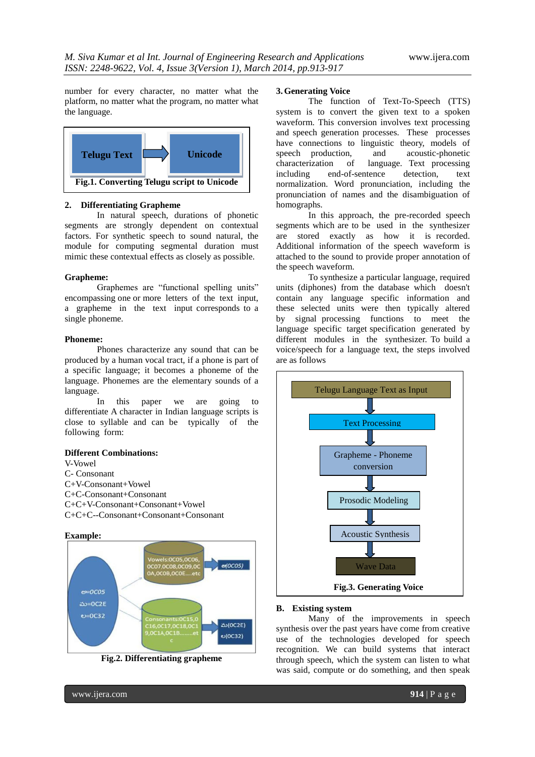number for every character, no matter what the platform, no matter what the program, no matter what the language.

Telugu Text → Unicode

**Fig.1. Converting Telugu script to Unicode**

## 2. Differentiating Grapheme

In natural speech, durations of phonetic segments are strongly dependent on contextual factors. For synthetic speech to sound natural, the module for computing segmental duration must mimic these contextual effects as closely as possible.

**Grapheme:**

Graphemes are "functional spelling units" encompassing one or more letters of the text input, a grapheme in the text input corresponds to a single phoneme.

**Phoneme:**

Phones characterize any sound that can be produced by a human vocal tract, if a phone is part of a specific language; it becomes a phoneme of the language. Phonemes are the elementary sounds of a language.

In this paper we are going to differentiate A character in Indian language scripts is close to syllable and can be typically of the following form:

**Different Combinations:**

V-Vowel
C- Consonant
C+V-Consonant+Vowel
C+C-Consonant+Consonant
C+C+V-Consonant+Consonant+Vowel
C+C+C--Consonant+Consonant+Consonant

**Example:**

అ=0C05
మ=0C2E
ల=0C32

Vowels:0C05,0C06,0C07,0C08,0C09,0C0A,0C0B,0C0E....etc → అ(0C05)

Consonants:0C15,0C16,0C17,0C18,0C19,0C1A,0C1B........etc → మ(0C2E) ల(0C32)

**Fig.2. Differentiating grapheme**

## 3. Generating Voice

The function of Text-To-Speech (TTS) system is to convert the given text to a spoken waveform. This conversion involves text processing and speech generation processes. These processes have connections to linguistic theory, models of speech production, and acoustic-phonetic characterization of language. Text processing including end-of-sentence detection, text normalization. Word pronunciation, including the pronunciation of names and the disambiguation of homographs.

In this approach, the pre-recorded speech segments which are to be used in the synthesizer are stored exactly as how it is recorded. Additional information of the speech waveform is attached to the sound to provide proper annotation of the speech waveform.

To synthesize a particular language, required units (diphones) from the database which doesn't contain any language specific information and these selected units were then typically altered by signal processing functions to meet the language specific target specification generated by different modules in the synthesizer. To build a voice/speech for a language text, the steps involved are as follows

Telugu Language Text as Input
↓
Text Processing
↓
Grapheme - Phoneme conversion
↓
Prosodic Modeling
↓
Acoustic Synthesis
↓
Wave Data

**Fig.3. Generating Voice**

## B. Existing system

Many of the improvements in speech synthesis over the past years have come from creative use of the technologies developed for speech recognition. We can build systems that interact through speech, which the system can listen to what was said, compute or do something, and then speak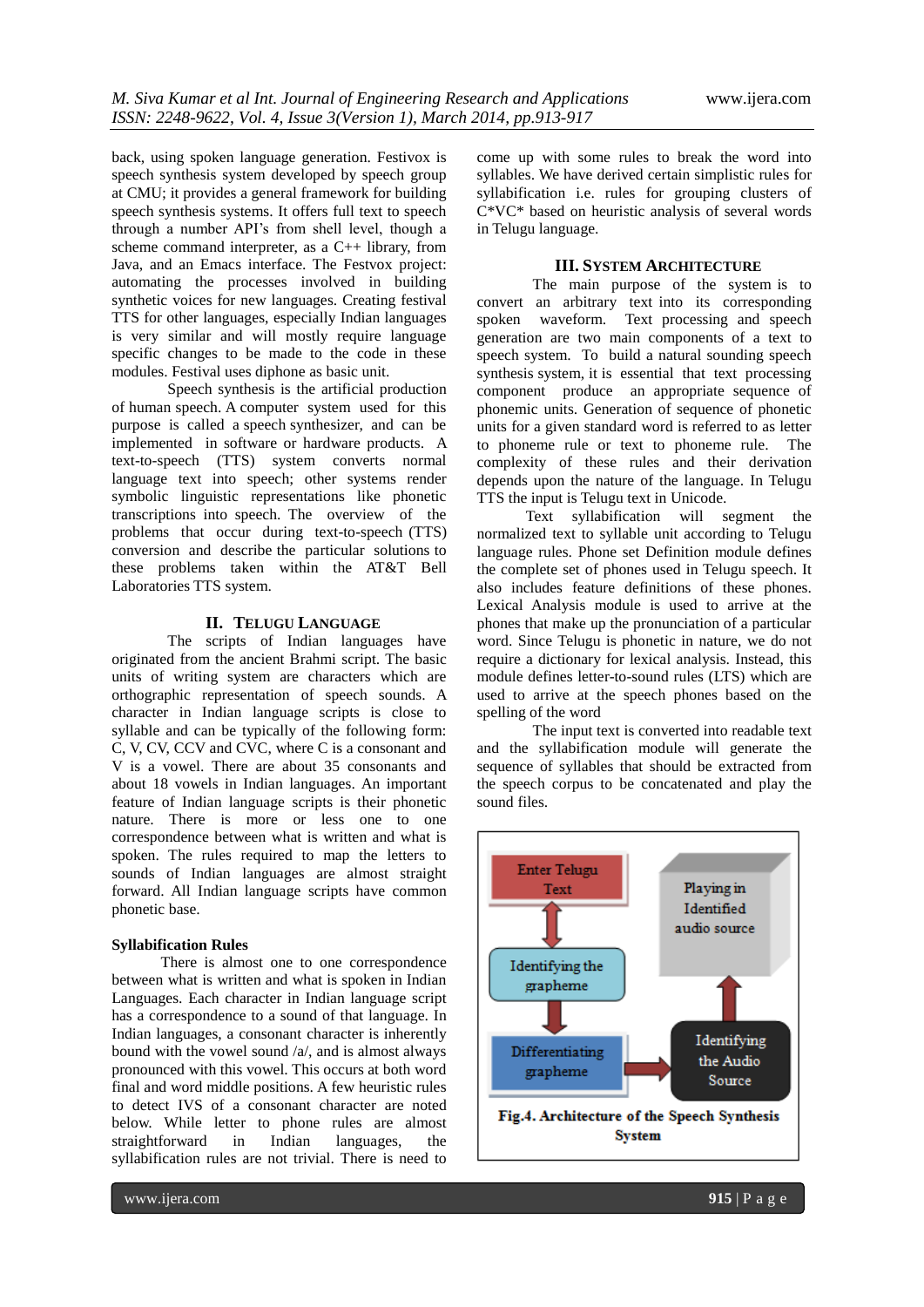back, using spoken language generation. Festivox is speech synthesis system developed by speech group at CMU; it provides a general framework for building speech synthesis systems. It offers full text to speech through a number API's from shell level, though a scheme command interpreter, as a C++ library, from Java, and an Emacs interface. The Festvox project: automating the processes involved in building synthetic voices for new languages. Creating festival TTS for other languages, especially Indian languages is very similar and will mostly require language specific changes to be made to the code in these modules. Festival uses diphone as basic unit.

Speech synthesis is the artificial production of human speech. A computer system used for this purpose is called a speech synthesizer, and can be implemented in software or hardware products. A text-to-speech (TTS) system converts normal language text into speech; other systems render symbolic linguistic representations like phonetic transcriptions into speech. The overview of the problems that occur during text-to-speech (TTS) conversion and describe the particular solutions to these problems taken within the AT&T Bell Laboratories TTS system.

## II. Telugu Language

The scripts of Indian languages have originated from the ancient Brahmi script. The basic units of writing system are characters which are orthographic representation of speech sounds. A character in Indian language scripts is close to syllable and can be typically of the following form: C, V, CV, CCV and CVC, where C is a consonant and V is a vowel. There are about 35 consonants and about 18 vowels in Indian languages. An important feature of Indian language scripts is their phonetic nature. There is more or less one to one correspondence between what is written and what is spoken. The rules required to map the letters to sounds of Indian languages are almost straight forward. All Indian language scripts have common phonetic base.

### Syllabification Rules

There is almost one to one correspondence between what is written and what is spoken in Indian Languages. Each character in Indian language script has a correspondence to a sound of that language. In Indian languages, a consonant character is inherently bound with the vowel sound /a/, and is almost always pronounced with this vowel. This occurs at both word final and word middle positions. A few heuristic rules to detect IVS of a consonant character are noted below. While letter to phone rules are almost straightforward in Indian languages, the syllabification rules are not trivial. There is need to come up with some rules to break the word into syllables. We have derived certain simplistic rules for syllabification i.e. rules for grouping clusters of C*VC* based on heuristic analysis of several words in Telugu language.

## III. System Architecture

The main purpose of the system is to convert an arbitrary text into its corresponding spoken waveform. Text processing and speech generation are two main components of a text to speech system. To build a natural sounding speech synthesis system, it is essential that text processing component produce an appropriate sequence of phonemic units. Generation of sequence of phonetic units for a given standard word is referred to as letter to phoneme rule or text to phoneme rule. The complexity of these rules and their derivation depends upon the nature of the language. In Telugu TTS the input is Telugu text in Unicode.

Text syllabification will segment the normalized text to syllable unit according to Telugu language rules. Phone set Definition module defines the complete set of phones used in Telugu speech. It also includes feature definitions of these phones. Lexical Analysis module is used to arrive at the phones that make up the pronunciation of a particular word. Since Telugu is phonetic in nature, we do not require a dictionary for lexical analysis. Instead, this module defines letter-to-sound rules (LTS) which are used to arrive at the speech phones based on the spelling of the word

The input text is converted into readable text and the syllabification module will generate the sequence of syllables that should be extracted from the speech corpus to be concatenated and play the sound files.

Enter Telugu Text → Identifying the grapheme → Differentiating grapheme → Identifying the Audio Source → Playing in Identified audio source

**Fig.4. Architecture of the Speech Synthesis System**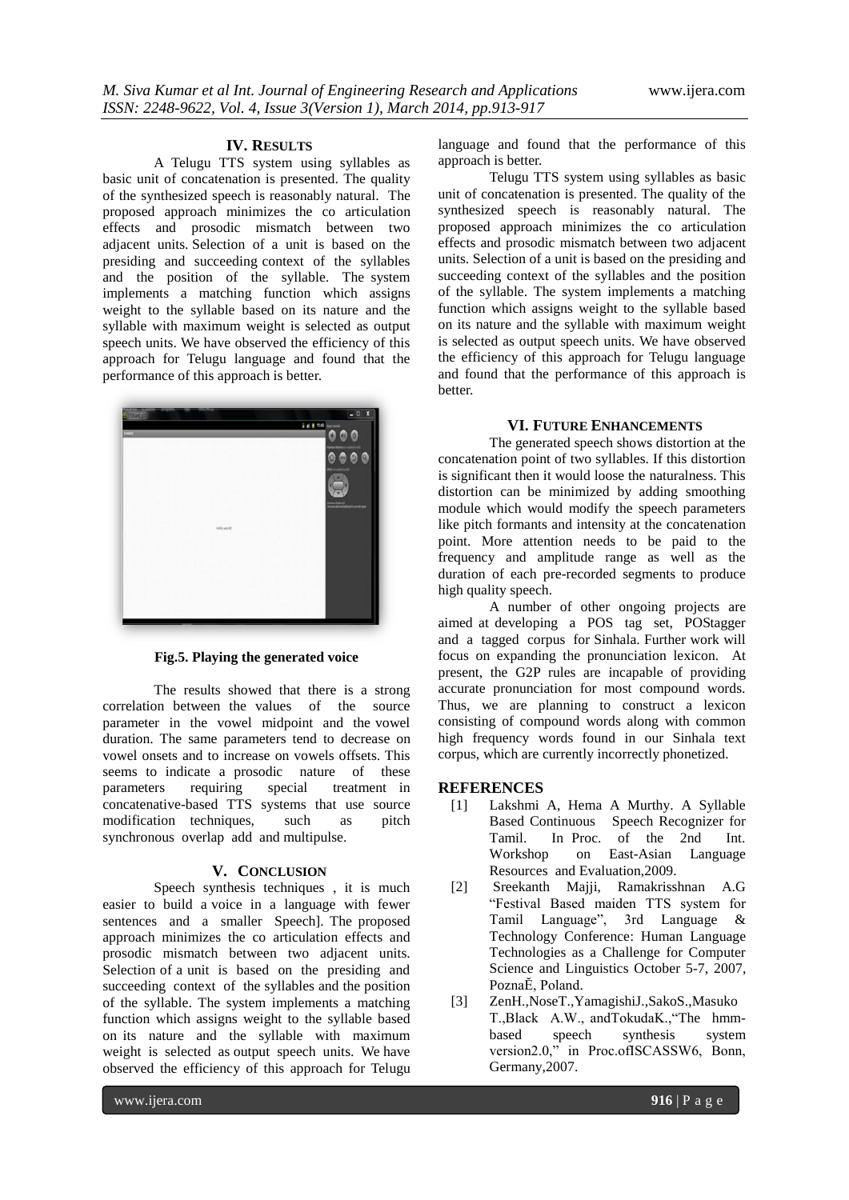## IV. RESULTS

A Telugu TTS system using syllables as basic unit of concatenation is presented. The quality of the synthesized speech is reasonably natural. The proposed approach minimizes the co articulation effects and prosodic mismatch between two adjacent units. Selection of a unit is based on the presiding and succeeding context of the syllables and the position of the syllable. The system implements a matching function which assigns weight to the syllable based on its nature and the syllable with maximum weight is selected as output speech units. We have observed the efficiency of this approach for Telugu language and found that the performance of this approach is better.

**Fig.5. Playing the generated voice**

The results showed that there is a strong correlation between the values of the source parameter in the vowel midpoint and the vowel duration. The same parameters tend to decrease on vowel onsets and to increase on vowels offsets. This seems to indicate a prosodic nature of these parameters requiring special treatment in concatenative-based TTS systems that use source modification techniques, such as pitch synchronous overlap add and multipulse.

## V. CONCLUSION

Speech synthesis techniques , it is much easier to build a voice in a language with fewer sentences and a smaller Speech]. The proposed approach minimizes the co articulation effects and prosodic mismatch between two adjacent units. Selection of a unit is based on the presiding and succeeding context of the syllables and the position of the syllable. The system implements a matching function which assigns weight to the syllable based on its nature and the syllable with maximum weight is selected as output speech units. We have observed the efficiency of this approach for Telugu language and found that the performance of this approach is better.

Telugu TTS system using syllables as basic unit of concatenation is presented. The quality of the synthesized speech is reasonably natural. The proposed approach minimizes the co articulation effects and prosodic mismatch between two adjacent units. Selection of a unit is based on the presiding and succeeding context of the syllables and the position of the syllable. The system implements a matching function which assigns weight to the syllable based on its nature and the syllable with maximum weight is selected as output speech units. We have observed the efficiency of this approach for Telugu language and found that the performance of this approach is better.

## VI. FUTURE ENHANCEMENTS

The generated speech shows distortion at the concatenation point of two syllables. If this distortion is significant then it would loose the naturalness. This distortion can be minimized by adding smoothing module which would modify the speech parameters like pitch formants and intensity at the concatenation point. More attention needs to be paid to the frequency and amplitude range as well as the duration of each pre-recorded segments to produce high quality speech.

A number of other ongoing projects are aimed at developing a POS tag set, POStagger and a tagged corpus for Sinhala. Further work will focus on expanding the pronunciation lexicon. At present, the G2P rules are incapable of providing accurate pronunciation for most compound words. Thus, we are planning to construct a lexicon consisting of compound words along with common high frequency words found in our Sinhala text corpus, which are currently incorrectly phonetized.

## REFERENCES

[1] Lakshmi A, Hema A Murthy. A Syllable Based Continuous Speech Recognizer for Tamil. In Proc. of the 2nd Int. Workshop on East-Asian Language Resources and Evaluation,2009.

[2] Sreekanth Majji, Ramakrisshnan A.G "Festival Based maiden TTS system for Tamil Language", 3rd Language & Technology Conference: Human Language Technologies as a Challenge for Computer Science and Linguistics October 5-7, 2007, PoznaĚ, Poland.

[3] ZenH.,NoseT.,YamagishiJ.,SakoS.,Masuko T.,Black A.W., andTokudaK.,"The hmm-based speech synthesis system version2.0," in Proc.ofISCASSW6, Bonn, Germany,2007.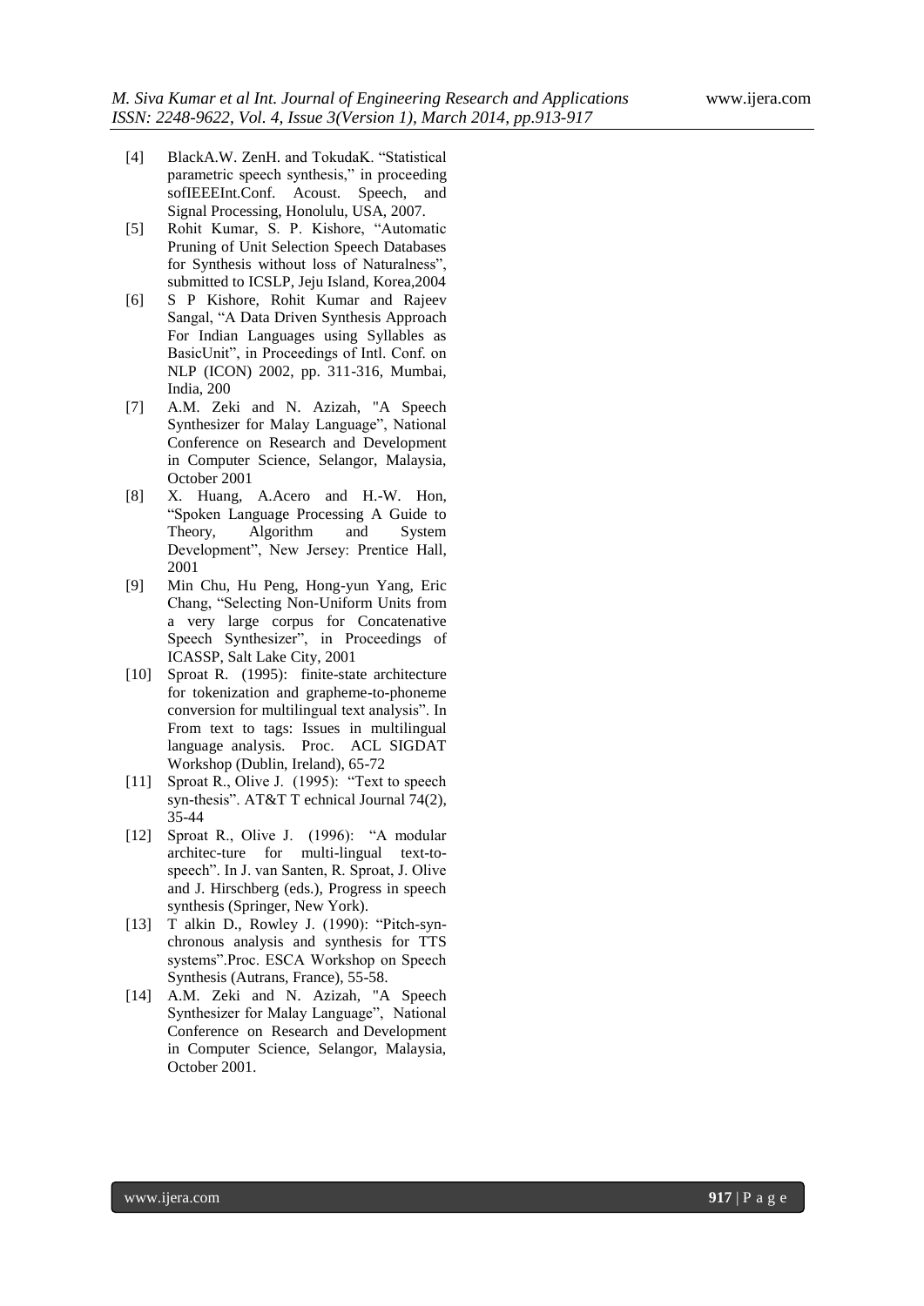[4] BlackA.W. ZenH. and TokudaK. "Statistical parametric speech synthesis," in proceeding sofIEEEInt.Conf. Acoust. Speech, and Signal Processing, Honolulu, USA, 2007.

[5] Rohit Kumar, S. P. Kishore, "Automatic Pruning of Unit Selection Speech Databases for Synthesis without loss of Naturalness", submitted to ICSLP, Jeju Island, Korea,2004

[6] S P Kishore, Rohit Kumar and Rajeev Sangal, "A Data Driven Synthesis Approach For Indian Languages using Syllables as BasicUnit", in Proceedings of Intl. Conf. on NLP (ICON) 2002, pp. 311-316, Mumbai, India, 200

[7] A.M. Zeki and N. Azizah, "A Speech Synthesizer for Malay Language", National Conference on Research and Development in Computer Science, Selangor, Malaysia, October 2001

[8] X. Huang, A.Acero and H.-W. Hon, "Spoken Language Processing A Guide to Theory, Algorithm and System Development", New Jersey: Prentice Hall, 2001

[9] Min Chu, Hu Peng, Hong-yun Yang, Eric Chang, "Selecting Non-Uniform Units from a very large corpus for Concatenative Speech Synthesizer", in Proceedings of ICASSP, Salt Lake City, 2001

[10] Sproat R. (1995): finite-state architecture for tokenization and grapheme-to-phoneme conversion for multilingual text analysis". In From text to tags: Issues in multilingual language analysis. Proc. ACL SIGDAT Workshop (Dublin, Ireland), 65-72

[11] Sproat R., Olive J. (1995): "Text to speech syn-thesis". AT&T T echnical Journal 74(2), 35-44

[12] Sproat R., Olive J. (1996): "A modular architec-ture for multi-lingual text-to-speech". In J. van Santen, R. Sproat, J. Olive and J. Hirschberg (eds.), Progress in speech synthesis (Springer, New York).

[13] T alkin D., Rowley J. (1990): "Pitch-syn-chronous analysis and synthesis for TTS systems".Proc. ESCA Workshop on Speech Synthesis (Autrans, France), 55-58.

[14] A.M. Zeki and N. Azizah, "A Speech Synthesizer for Malay Language", National Conference on Research and Development in Computer Science, Selangor, Malaysia, October 2001.